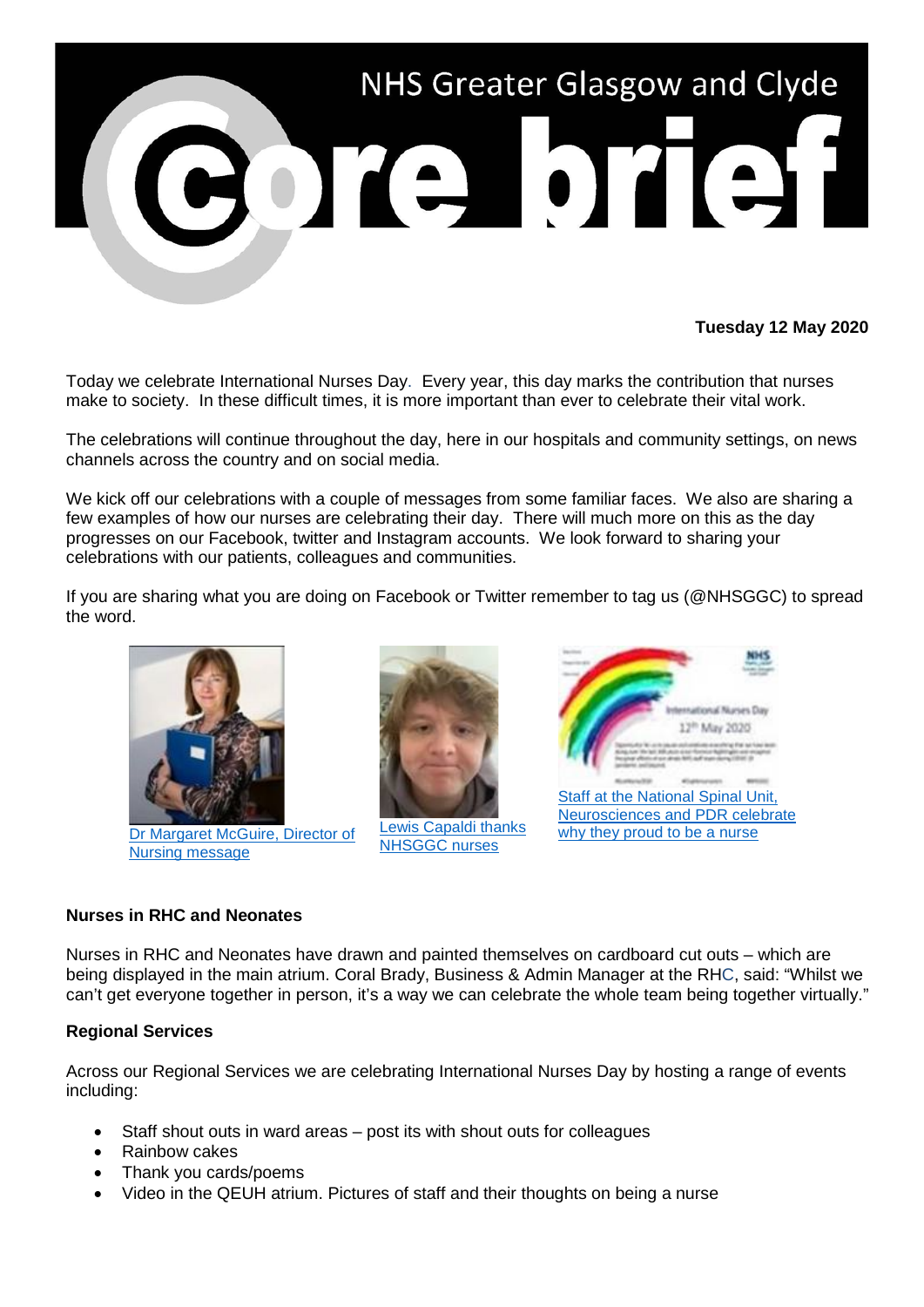# NHS Greater Glasgow and Clyde Core Brief

**Tuesday 12 May 2020**

Today we celebrate International Nurses Day. Every year, this day marks the contribution that nurses make to society. In these difficult times, it is more important than ever to celebrate their vital work.

The celebrations will continue throughout the day, here in our hospitals and community settings, on news channels across the country and on social media.

We kick off our celebrations with a couple of messages from some familiar faces. We also are sharing a few examples of how our nurses are celebrating their day. There will much more on this as the day progresses on our Facebook, twitter and Instagram accounts. We look forward to sharing your celebrations with our patients, colleagues and communities.

If you are sharing what you are doing on Facebook or Twitter remember to tag us (@NHSGGC) to spread the word.

Dr Margaret McGuire, Director of Nursing message

Lewis Capaldi thanks NHSGGC nurses

Staff at the National Spinal Unit, Neurosciences and PDR celebrate why they proud to be a nurse

**Nurses in RHC and Neonates**

Nurses in RHC and Neonates have drawn and painted themselves on cardboard cut outs – which are being displayed in the main atrium. Coral Brady, Business & Admin Manager at the RHC, said: "Whilst we can't get everyone together in person, it's a way we can celebrate the whole team being together virtually."

**Regional Services**

Across our Regional Services we are celebrating International Nurses Day by hosting a range of events including:

- Staff shout outs in ward areas – post its with shout outs for colleagues
- Rainbow cakes
- Thank you cards/poems
- Video in the QEUH atrium. Pictures of staff and their thoughts on being a nurse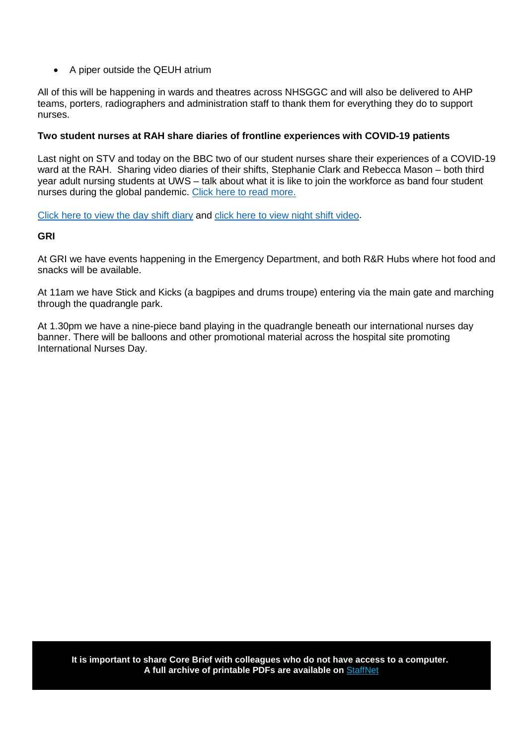- A piper outside the QEUH atrium

All of this will be happening in wards and theatres across NHSGGC and will also be delivered to AHP teams, porters, radiographers and administration staff to thank them for everything they do to support nurses.

**Two student nurses at RAH share diaries of frontline experiences with COVID-19 patients**

Last night on STV and today on the BBC two of our student nurses share their experiences of a COVID-19 ward at the RAH. Sharing video diaries of their shifts, Stephanie Clark and Rebecca Mason – both third year adult nursing students at UWS – talk about what it is like to join the workforce as band four student nurses during the global pandemic. Click here to read more.

Click here to view the day shift diary and click here to view night shift video.

**GRI**

At GRI we have events happening in the Emergency Department, and both R&R Hubs where hot food and snacks will be available.

At 11am we have Stick and Kicks (a bagpipes and drums troupe) entering via the main gate and marching through the quadrangle park.

At 1.30pm we have a nine-piece band playing in the quadrangle beneath our international nurses day banner. There will be balloons and other promotional material across the hospital site promoting International Nurses Day.

**It is important to share Core Brief with colleagues who do not have access to a computer.**
**A full archive of printable PDFs are available on** StaffNet